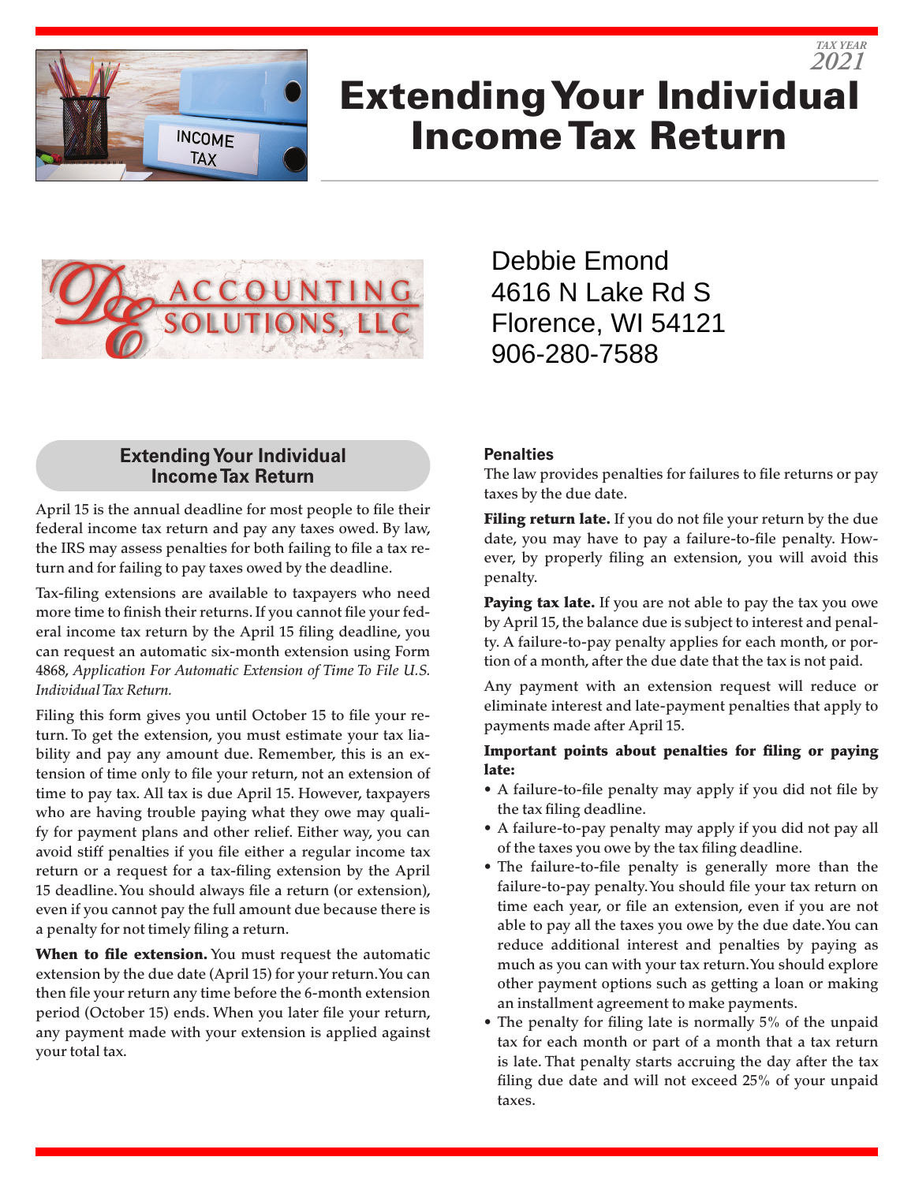TAX YEAR 2021

# Extending Your Individual Income Tax Return

ACCOUNTING SOLUTIONS, LLC

Debbie Emond
4616 N Lake Rd S
Florence, WI 54121
906-280-7588

## Extending Your Individual Income Tax Return

April 15 is the annual deadline for most people to file their federal income tax return and pay any taxes owed. By law, the IRS may assess penalties for both failing to file a tax return and for failing to pay taxes owed by the deadline.

Tax-filing extensions are available to taxpayers who need more time to finish their returns. If you cannot file your federal income tax return by the April 15 filing deadline, you can request an automatic six-month extension using Form 4868, *Application For Automatic Extension of Time To File U.S. Individual Tax Return.*

Filing this form gives you until October 15 to file your return. To get the extension, you must estimate your tax liability and pay any amount due. Remember, this is an extension of time only to file your return, not an extension of time to pay tax. All tax is due April 15. However, taxpayers who are having trouble paying what they owe may qualify for payment plans and other relief. Either way, you can avoid stiff penalties if you file either a regular income tax return or a request for a tax-filing extension by the April 15 deadline. You should always file a return (or extension), even if you cannot pay the full amount due because there is a penalty for not timely filing a return.

**When to file extension.** You must request the automatic extension by the due date (April 15) for your return. You can then file your return any time before the 6-month extension period (October 15) ends. When you later file your return, any payment made with your extension is applied against your total tax.

### Penalties

The law provides penalties for failures to file returns or pay taxes by the due date.

**Filing return late.** If you do not file your return by the due date, you may have to pay a failure-to-file penalty. However, by properly filing an extension, you will avoid this penalty.

**Paying tax late.** If you are not able to pay the tax you owe by April 15, the balance due is subject to interest and penalty. A failure-to-pay penalty applies for each month, or portion of a month, after the due date that the tax is not paid.

Any payment with an extension request will reduce or eliminate interest and late-payment penalties that apply to payments made after April 15.

**Important points about penalties for filing or paying late:**

- A failure-to-file penalty may apply if you did not file by the tax filing deadline.
- A failure-to-pay penalty may apply if you did not pay all of the taxes you owe by the tax filing deadline.
- The failure-to-file penalty is generally more than the failure-to-pay penalty. You should file your tax return on time each year, or file an extension, even if you are not able to pay all the taxes you owe by the due date. You can reduce additional interest and penalties by paying as much as you can with your tax return. You should explore other payment options such as getting a loan or making an installment agreement to make payments.
- The penalty for filing late is normally 5% of the unpaid tax for each month or part of a month that a tax return is late. That penalty starts accruing the day after the tax filing due date and will not exceed 25% of your unpaid taxes.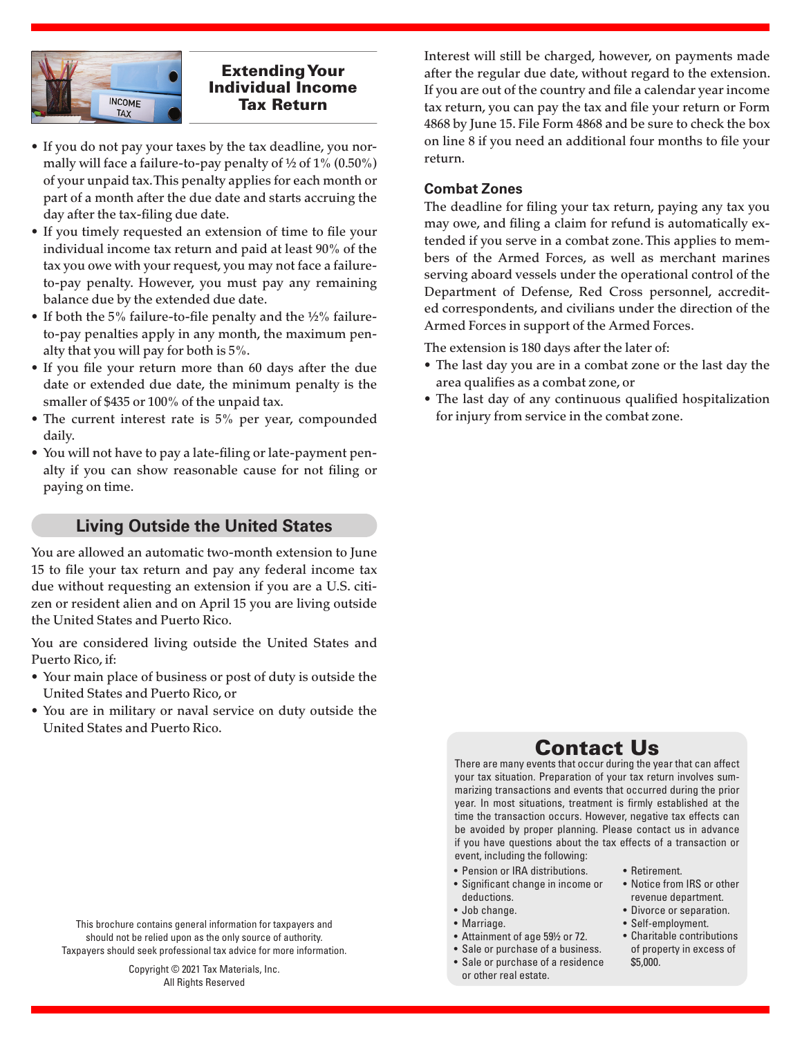## Extending Your Individual Income Tax Return

- If you do not pay your taxes by the tax deadline, you normally will face a failure-to-pay penalty of ½ of 1% (0.50%) of your unpaid tax. This penalty applies for each month or part of a month after the due date and starts accruing the day after the tax-filing due date.
- If you timely requested an extension of time to file your individual income tax return and paid at least 90% of the tax you owe with your request, you may not face a failure-to-pay penalty. However, you must pay any remaining balance due by the extended due date.
- If both the 5% failure-to-file penalty and the ½% failure-to-pay penalties apply in any month, the maximum penalty that you will pay for both is 5%.
- If you file your return more than 60 days after the due date or extended due date, the minimum penalty is the smaller of $435 or 100% of the unpaid tax.
- The current interest rate is 5% per year, compounded daily.
- You will not have to pay a late-filing or late-payment penalty if you can show reasonable cause for not filing or paying on time.

## Living Outside the United States

You are allowed an automatic two-month extension to June 15 to file your tax return and pay any federal income tax due without requesting an extension if you are a U.S. citizen or resident alien and on April 15 you are living outside the United States and Puerto Rico.

You are considered living outside the United States and Puerto Rico, if:

- Your main place of business or post of duty is outside the United States and Puerto Rico, or
- You are in military or naval service on duty outside the United States and Puerto Rico.

Interest will still be charged, however, on payments made after the regular due date, without regard to the extension. If you are out of the country and file a calendar year income tax return, you can pay the tax and file your return or Form 4868 by June 15. File Form 4868 and be sure to check the box on line 8 if you need an additional four months to file your return.

### Combat Zones

The deadline for filing your tax return, paying any tax you may owe, and filing a claim for refund is automatically extended if you serve in a combat zone. This applies to members of the Armed Forces, as well as merchant marines serving aboard vessels under the operational control of the Department of Defense, Red Cross personnel, accredited correspondents, and civilians under the direction of the Armed Forces in support of the Armed Forces.

The extension is 180 days after the later of:

- The last day you are in a combat zone or the last day the area qualifies as a combat zone, or
- The last day of any continuous qualified hospitalization for injury from service in the combat zone.

This brochure contains general information for taxpayers and should not be relied upon as the only source of authority. Taxpayers should seek professional tax advice for more information.

Copyright © 2021 Tax Materials, Inc.
All Rights Reserved

## Contact Us

There are many events that occur during the year that can affect your tax situation. Preparation of your tax return involves summarizing transactions and events that occurred during the prior year. In most situations, treatment is firmly established at the time the transaction occurs. However, negative tax effects can be avoided by proper planning. Please contact us in advance if you have questions about the tax effects of a transaction or event, including the following:

- Pension or IRA distributions.
- Significant change in income or deductions.
- Job change.
- Marriage.
- Attainment of age 59½ or 72.
- Sale or purchase of a business.
- Sale or purchase of a residence or other real estate.
- Retirement.
- Notice from IRS or other revenue department.
- Divorce or separation.
- Self-employment.
- Charitable contributions of property in excess of $5,000.